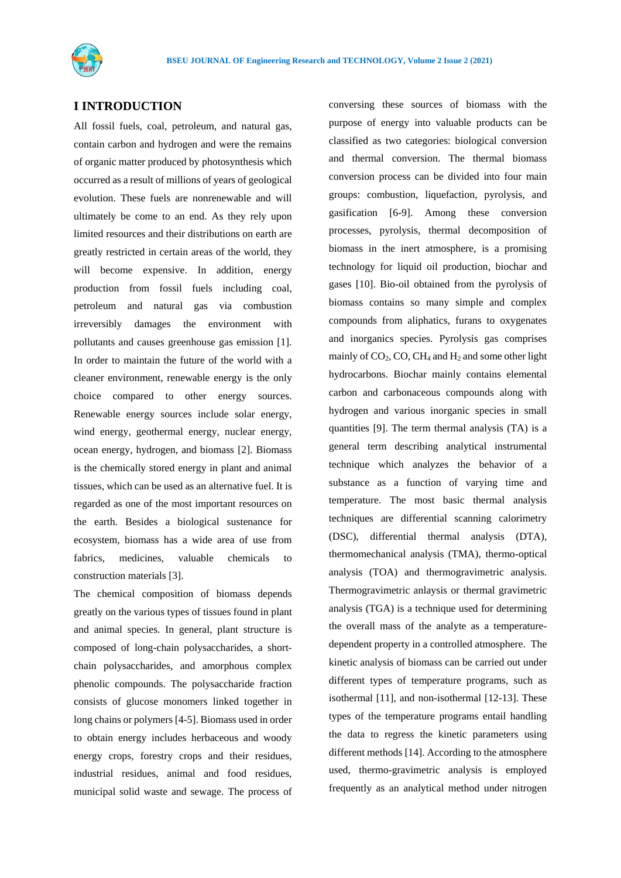## I INTRODUCTION

All fossil fuels, coal, petroleum, and natural gas, contain carbon and hydrogen and were the remains of organic matter produced by photosynthesis which occurred as a result of millions of years of geological evolution. These fuels are nonrenewable and will ultimately be come to an end. As they rely upon limited resources and their distributions on earth are greatly restricted in certain areas of the world, they will become expensive. In addition, energy production from fossil fuels including coal, petroleum and natural gas via combustion irreversibly damages the environment with pollutants and causes greenhouse gas emission [1]. In order to maintain the future of the world with a cleaner environment, renewable energy is the only choice compared to other energy sources. Renewable energy sources include solar energy, wind energy, geothermal energy, nuclear energy, ocean energy, hydrogen, and biomass [2]. Biomass is the chemically stored energy in plant and animal tissues, which can be used as an alternative fuel. It is regarded as one of the most important resources on the earth. Besides a biological sustenance for ecosystem, biomass has a wide area of use from fabrics, medicines, valuable chemicals to construction materials [3].

The chemical composition of biomass depends greatly on the various types of tissues found in plant and animal species. In general, plant structure is composed of long-chain polysaccharides, a short-chain polysaccharides, and amorphous complex phenolic compounds. The polysaccharide fraction consists of glucose monomers linked together in long chains or polymers [4-5]. Biomass used in order to obtain energy includes herbaceous and woody energy crops, forestry crops and their residues, industrial residues, animal and food residues, municipal solid waste and sewage. The process of conversing these sources of biomass with the purpose of energy into valuable products can be classified as two categories: biological conversion and thermal conversion. The thermal biomass conversion process can be divided into four main groups: combustion, liquefaction, pyrolysis, and gasification [6-9]. Among these conversion processes, pyrolysis, thermal decomposition of biomass in the inert atmosphere, is a promising technology for liquid oil production, biochar and gases [10]. Bio-oil obtained from the pyrolysis of biomass contains so many simple and complex compounds from aliphatics, furans to oxygenates and inorganics species. Pyrolysis gas comprises mainly of $CO_2$, CO, $CH_4$ and $H_2$ and some other light hydrocarbons. Biochar mainly contains elemental carbon and carbonaceous compounds along with hydrogen and various inorganic species in small quantities [9]. The term thermal analysis (TA) is a general term describing analytical instrumental technique which analyzes the behavior of a substance as a function of varying time and temperature. The most basic thermal analysis techniques are differential scanning calorimetry (DSC), differential thermal analysis (DTA), thermomechanical analysis (TMA), thermo-optical analysis (TOA) and thermogravimetric analysis. Thermogravimetric anlaysis or thermal gravimetric analysis (TGA) is a technique used for determining the overall mass of the analyte as a temperature-dependent property in a controlled atmosphere. The kinetic analysis of biomass can be carried out under different types of temperature programs, such as isothermal [11], and non-isothermal [12-13]. These types of the temperature programs entail handling the data to regress the kinetic parameters using different methods [14]. According to the atmosphere used, thermo-gravimetric analysis is employed frequently as an analytical method under nitrogen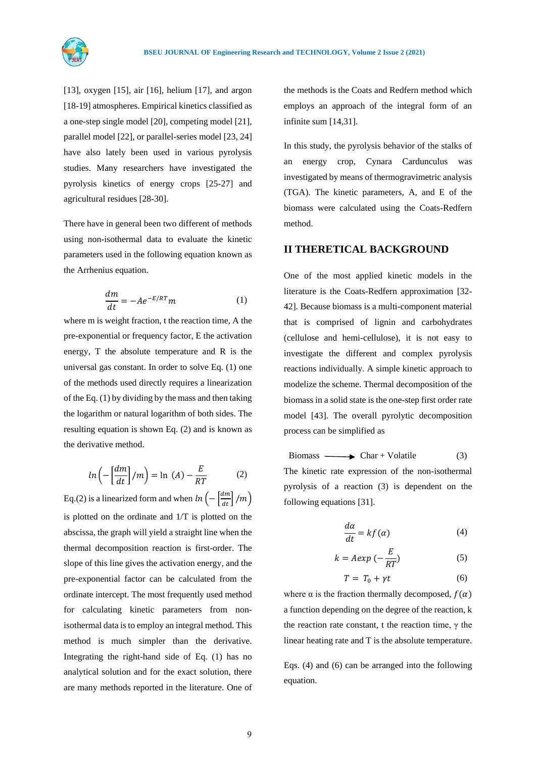[13], oxygen [15], air [16], helium [17], and argon [18-19] atmospheres. Empirical kinetics classified as a one-step single model [20], competing model [21], parallel model [22], or parallel-series model [23, 24] have also lately been used in various pyrolysis studies. Many researchers have investigated the pyrolysis kinetics of energy crops [25-27] and agricultural residues [28-30].

There have in general been two different of methods using non-isothermal data to evaluate the kinetic parameters used in the following equation known as the Arrhenius equation.

$$\frac{dm}{dt} = -Ae^{-E/RT}m \tag{1}$$

where m is weight fraction, t the reaction time, A the pre-exponential or frequency factor, E the activation energy, T the absolute temperature and R is the universal gas constant. In order to solve Eq. (1) one of the methods used directly requires a linearization of the Eq. (1) by dividing by the mass and then taking the logarithm or natural logarithm of both sides. The resulting equation is shown Eq. (2) and is known as the derivative method.

$$ln\left(-\left[\frac{dm}{dt}\right]/m\right) = \ln\ (A) - \frac{E}{RT} \tag{2}$$

Eq.(2) is a linearized form and when $ln\left(-\left[\frac{dm}{dt}\right]/m\right)$ is plotted on the ordinate and 1/T is plotted on the abscissa, the graph will yield a straight line when the thermal decomposition reaction is first-order. The slope of this line gives the activation energy, and the pre-exponential factor can be calculated from the ordinate intercept. The most frequently used method for calculating kinetic parameters from non-isothermal data is to employ an integral method. This method is much simpler than the derivative. Integrating the right-hand side of Eq. (1) has no analytical solution and for the exact solution, there are many methods reported in the literature. One of the methods is the Coats and Redfern method which employs an approach of the integral form of an infinite sum [14,31].

In this study, the pyrolysis behavior of the stalks of an energy crop, Cynara Carduncul­us was investigated by means of thermogravimetric analysis (TGA). The kinetic parameters, A, and E of the biomass were calculated using the Coats-Redfern method.

## II THERETICAL BACKGROUND

One of the most applied kinetic models in the literature is the Coats-Redfern approximation [32-42]. Because biomass is a multi-component material that is comprised of lignin and carbohydrates (cellulose and hemi-cellulose), it is not easy to investigate the different and complex pyrolysis reactions individually. A simple kinetic approach to modelize the scheme. Thermal decomposition of the biomass in a solid state is the one-step first order rate model [43]. The overall pyrolytic decomposition process can be simplified as

$$\text{Biomass} \longrightarrow \text{Char + Volatile} \tag{3}$$

The kinetic rate expression of the non-isothermal pyrolysis of a reaction (3) is dependent on the following equations [31].

$$\frac{d\alpha}{dt} = kf(\alpha) \tag{4}$$

$$k = Aexp\ (-\frac{E}{RT}) \tag{5}$$

$$T = T_0 + \gamma t \tag{6}$$

where α is the fraction thermally decomposed, $f(\alpha)$ a function depending on the degree of the reaction, k the reaction rate constant, t the reaction time, γ the linear heating rate and T is the absolute temperature.

Eqs. (4) and (6) can be arranged into the following equation.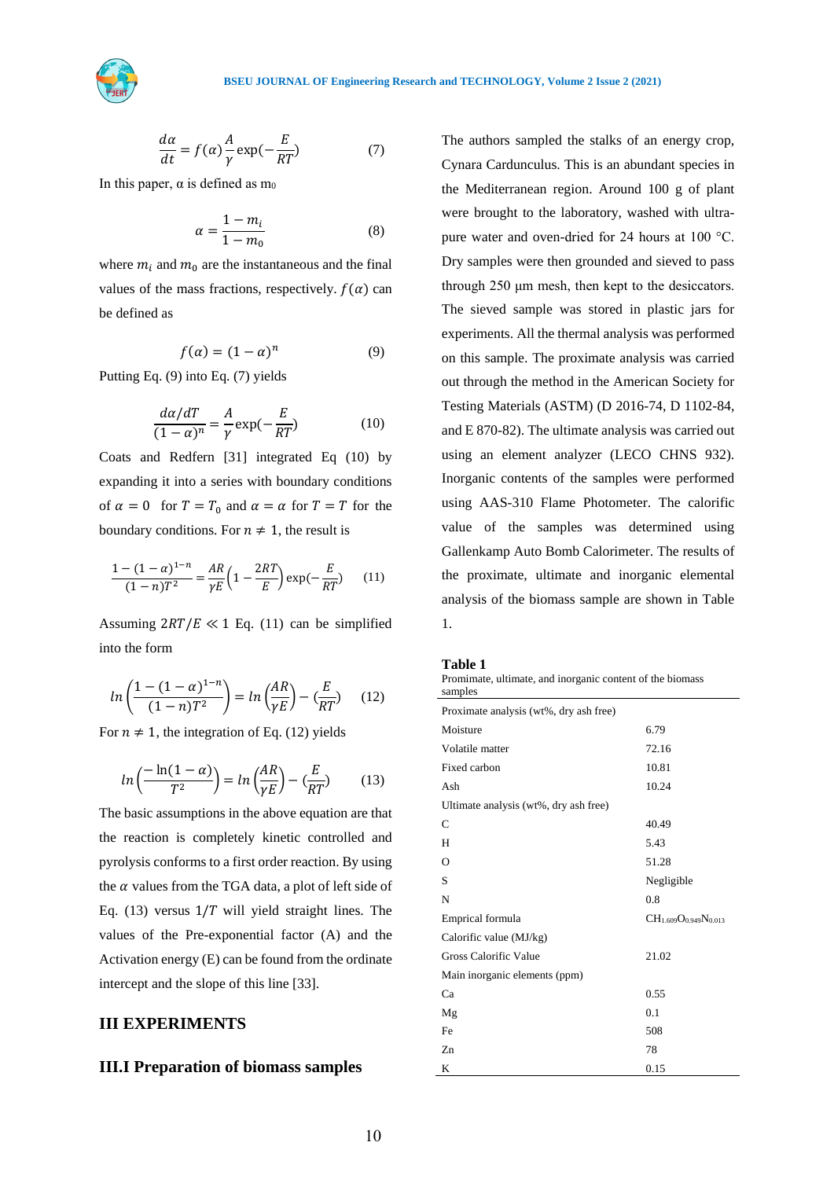$$\frac{d\alpha}{dt} = f(\alpha)\frac{A}{\gamma}\exp(-\frac{E}{RT}) \quad (7)$$

In this paper, α is defined as $m_0$

$$\alpha = \frac{1 - m_i}{1 - m_0} \quad (8)$$

where $m_i$ and $m_0$ are the instantaneous and the final values of the mass fractions, respectively. $f(\alpha)$ can be defined as

$$f(\alpha) = (1 - \alpha)^n \quad (9)$$

Putting Eq. (9) into Eq. (7) yields

$$\frac{d\alpha/dT}{(1 - \alpha)^n} = \frac{A}{\gamma}\exp(-\frac{E}{RT}) \quad (10)$$

Coats and Redfern [31] integrated Eq (10) by expanding it into a series with boundary conditions of $\alpha = 0$ for $T = T_0$ and $\alpha = \alpha$ for $T = T$ for the boundary conditions. For $n \neq 1$, the result is

$$\frac{1 - (1 - \alpha)^{1-n}}{(1 - n)T^2} = \frac{AR}{\gamma E}\left(1 - \frac{2RT}{E}\right)\exp(-\frac{E}{RT}) \quad (11)$$

Assuming $2RT/E \ll 1$ Eq. (11) can be simplified into the form

$$ln\left(\frac{1 - (1 - \alpha)^{1-n}}{(1 - n)T^2}\right) = ln\left(\frac{AR}{\gamma E}\right) - (\frac{E}{RT}) \quad (12)$$

For $n \neq 1$, the integration of Eq. (12) yields

$$ln\left(\frac{-\ln(1 - \alpha)}{T^2}\right) = ln\left(\frac{AR}{\gamma E}\right) - (\frac{E}{RT}) \quad (13)$$

The basic assumptions in the above equation are that the reaction is completely kinetic controlled and pyrolysis conforms to a first order reaction. By using the $\alpha$ values from the TGA data, a plot of left side of Eq. (13) versus $1/T$ will yield straight lines. The values of the Pre-exponential factor (A) and the Activation energy (E) can be found from the ordinate intercept and the slope of this line [33].

## III EXPERIMENTS

### III.I Preparation of biomass samples

The authors sampled the stalks of an energy crop, Cynara Carduncculus. This is an abundant species in the Mediterranean region. Around 100 g of plant were brought to the laboratory, washed with ultra-pure water and oven-dried for 24 hours at 100 °C. Dry samples were then grounded and sieved to pass through 250 µm mesh, then kept to the desiccators. The sieved sample was stored in plastic jars for experiments. All the thermal analysis was performed on this sample. The proximate analysis was carried out through the method in the American Society for Testing Materials (ASTM) (D 2016-74, D 1102-84, and E 870-82). The ultimate analysis was carried out using an element analyzer (LECO CHNS 932). Inorganic contents of the samples were performed using AAS-310 Flame Photometer. The calorific value of the samples was determined using Gallenkamp Auto Bomb Calorimeter. The results of the proximate, ultimate and inorganic elemental analysis of the biomass sample are shown in Table 1.

**Table 1**
Promimate, ultimate, and inorganic content of the biomass samples

| | |
|---|---|
| Proximate analysis (wt%, dry ash free) | |
| Moisture | 6.79 |
| Volatile matter | 72.16 |
| Fixed carbon | 10.81 |
| Ash | 10.24 |
| Ultimate analysis (wt%, dry ash free) | |
| C | 40.49 |
| H | 5.43 |
| O | 51.28 |
| S | Negligible |
| N | 0.8 |
| Emprical formula | $CH_{1.609}O_{0.949}N_{0.013}$ |
| Calorific value (MJ/kg) | |
| Gross Calorific Value | 21.02 |
| Main inorganic elements (ppm) | |
| Ca | 0.55 |
| Mg | 0.1 |
| Fe | 508 |
| Zn | 78 |
| K | 0.15 |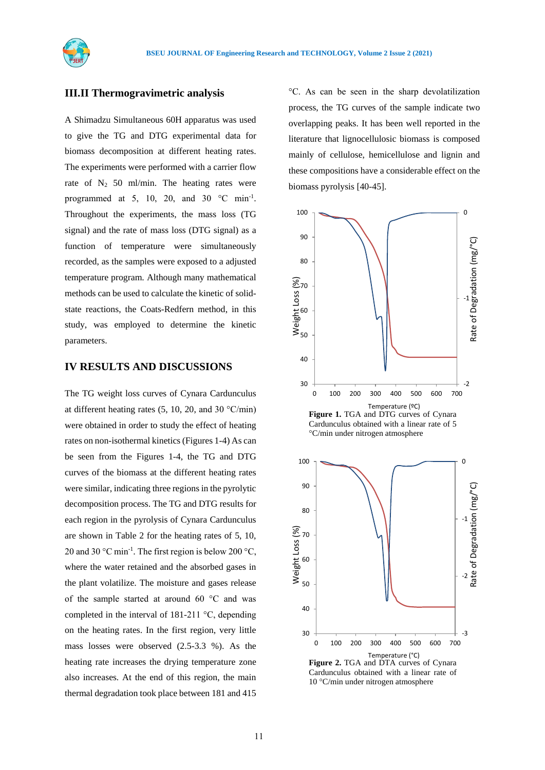## III.II Thermogravimetric analysis

A Shimadzu Simultaneous 60H apparatus was used to give the TG and DTG experimental data for biomass decomposition at different heating rates. The experiments were performed with a carrier flow rate of $N_2$ 50 ml/min. The heating rates were programmed at 5, 10, 20, and 30 °C $min^{-1}$. Throughout the experiments, the mass loss (TG signal) and the rate of mass loss (DTG signal) as a function of temperature were simultaneously recorded, as the samples were exposed to a adjusted temperature program. Although many mathematical methods can be used to calculate the kinetic of solid-state reactions, the Coats-Redfern method, in this study, was employed to determine the kinetic parameters.

## IV RESULTS AND DISCUSSIONS

The TG weight loss curves of Cynara Carduncului at different heating rates (5, 10, 20, and 30 °C/min) were obtained in order to study the effect of heating rates on non-isothermal kinetics (Figures 1-4) As can be seen from the Figures 1-4, the TG and DTG curves of the biomass at the different heating rates were similar, indicating three regions in the pyrolytic decomposition process. The TG and DTG results for each region in the pyrolysis of Cynara Carduncului are shown in Table 2 for the heating rates of 5, 10, 20 and 30 °C $min^{-1}$. The first region is below 200 °C, where the water retained and the absorbed gases in the plant volatilize. The moisture and gases release of the sample started at around 60 °C and was completed in the interval of 181-211 °C, depending on the heating rates. In the first region, very little mass losses were observed (2.5-3.3 %). As the heating rate increases the drying temperature zone also increases. At the end of this region, the main thermal degradation took place between 181 and 415 °C. As can be seen in the sharp devolatilization process, the TG curves of the sample indicate two overlapping peaks. It has been well reported in the literature that lignocellulosic biomass is composed mainly of cellulose, hemicellulose and lignin and these compositions have a considerable effect on the biomass pyrolysis [40-45].

**Figure 1.** TGA and DTG curves of Cynara Carduncului obtained with a linear rate of 5 °C/min under nitrogen atmosphere

**Figure 2.** TGA and DTA curves of Cynara Carduncului obtained with a linear rate of 10 °C/min under nitrogen atmosphere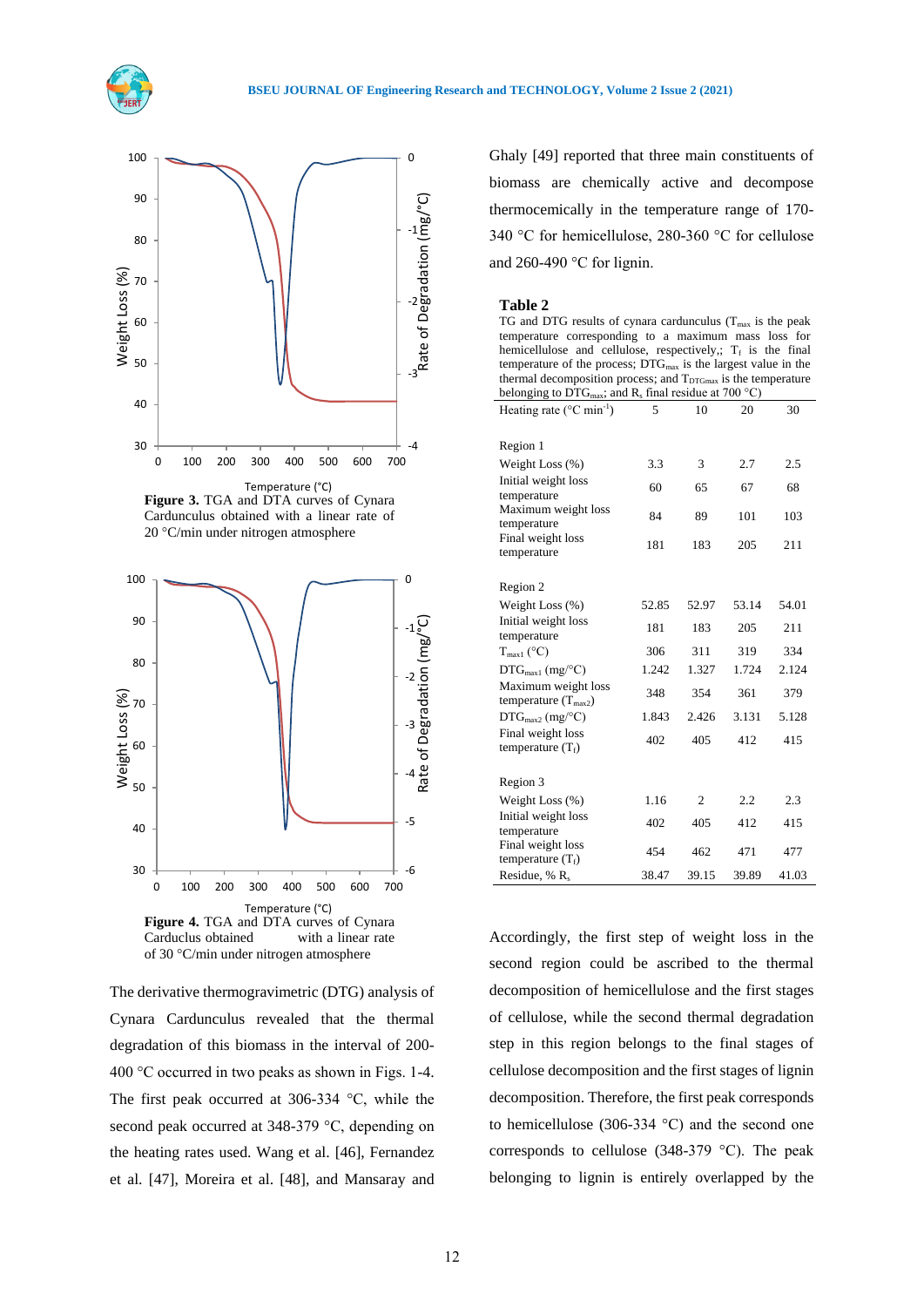Figure 3. TGA and DTA curves of Cynara Cardunculus obtained with a linear rate of 20 °C/min under nitrogen atmosphere

Figure 4. TGA and DTA curves of Cynara Carduclus obtained with a linear rate of 30 °C/min under nitrogen atmosphere

The derivative thermogravimetric (DTG) analysis of Cynara Cardunculus revealed that the thermal degradation of this biomass in the interval of 200-400 °C occurred in two peaks as shown in Figs. 1-4. The first peak occurred at 306-334 °C, while the second peak occurred at 348-379 °C, depending on the heating rates used. Wang et al. [46], Fernandez et al. [47], Moreira et al. [48], and Mansaray and Ghaly [49] reported that three main constituents of biomass are chemically active and decompose thermocemically in the temperature range of 170-340 °C for hemicellulose, 280-360 °C for cellulose and 260-490 °C for lignin.

**Table 2**

TG and DTG results of cynara carduncculus ($T_{max}$ is the peak temperature corresponding to a maximum mass loss for hemicellulose and cellulose, respectively,; $T_f$ is the final temperature of the process; $DTG_{max}$ is the largest value in the thermal decomposition process; and $T_{DTGmax}$ is the temperature belonging to $DTG_{max}$; and $R_s$ final residue at 700 °C)

| Heating rate (°C min$^{-1}$) | 5 | 10 | 20 | 30 |
|---|---|---|---|---|
| Region 1 | | | | |
| Weight Loss (%) | 3.3 | 3 | 2.7 | 2.5 |
| Initial weight loss temperature | 60 | 65 | 67 | 68 |
| Maximum weight loss temperature | 84 | 89 | 101 | 103 |
| Final weight loss temperature | 181 | 183 | 205 | 211 |
| Region 2 | | | | |
| Weight Loss (%) | 52.85 | 52.97 | 53.14 | 54.01 |
| Initial weight loss temperature | 181 | 183 | 205 | 211 |
| $T_{max1}$ (°C) | 306 | 311 | 319 | 334 |
| $DTG_{max1}$ (mg/°C) | 1.242 | 1.327 | 1.724 | 2.124 |
| Maximum weight loss temperature ($T_{max2}$) | 348 | 354 | 361 | 379 |
| $DTG_{max2}$ (mg/°C) | 1.843 | 2.426 | 3.131 | 5.128 |
| Final weight loss temperature ($T_f$) | 402 | 405 | 412 | 415 |
| Region 3 | | | | |
| Weight Loss (%) | 1.16 | 2 | 2.2 | 2.3 |
| Initial weight loss temperature | 402 | 405 | 412 | 415 |
| Final weight loss temperature ($T_f$) | 454 | 462 | 471 | 477 |
| Residue, % $R_s$ | 38.47 | 39.15 | 39.89 | 41.03 |

Accordingly, the first step of weight loss in the second region could be ascribed to the thermal decomposition of hemicellulose and the first stages of cellulose, while the second thermal degradation step in this region belongs to the final stages of cellulose decomposition and the first stages of lignin decomposition. Therefore, the first peak corresponds to hemicellulose (306-334 °C) and the second one corresponds to cellulose (348-379 °C). The peak belonging to lignin is entirely overlapped by the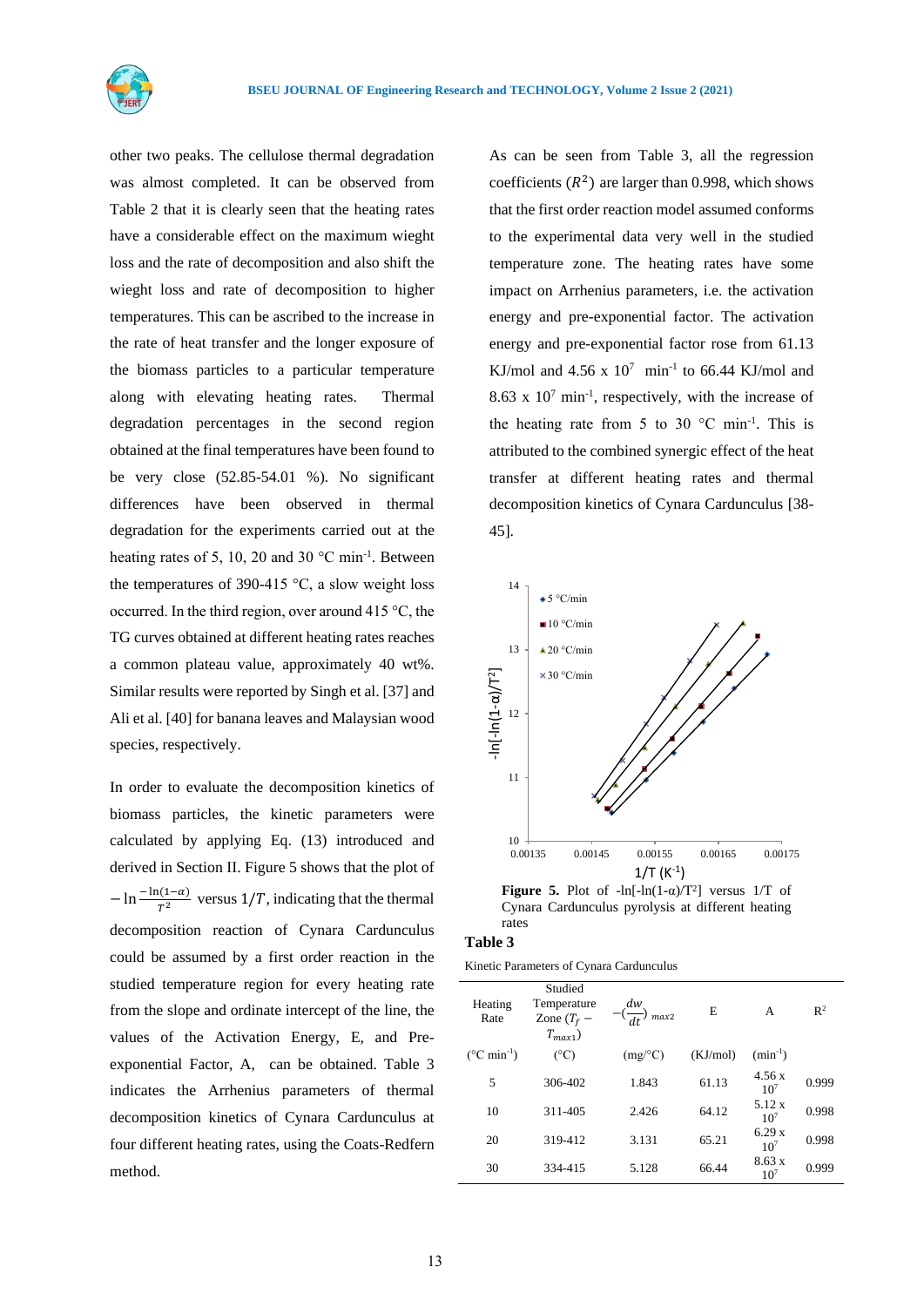other two peaks. The cellulose thermal degradation was almost completed. It can be observed from Table 2 that it is clearly seen that the heating rates have a considerable effect on the maximum wieght loss and the rate of decomposition and also shift the wieght loss and rate of decomposition to higher temperatures. This can be ascribed to the increase in the rate of heat transfer and the longer exposure of the biomass particles to a particular temperature along with elevating heating rates. Thermal degradation percentages in the second region obtained at the final temperatures have been found to be very close (52.85-54.01 %). No significant differences have been observed in thermal degradation for the experiments carried out at the heating rates of 5, 10, 20 and 30 °C min$^{-1}$. Between the temperatures of 390-415 °C, a slow weight loss occurred. In the third region, over around 415 °C, the TG curves obtained at different heating rates reaches a common plateau value, approximately 40 wt%. Similar results were reported by Singh et al. [37] and Ali et al. [40] for banana leaves and Malaysian wood species, respectively.

In order to evaluate the decomposition kinetics of biomass particles, the kinetic parameters were calculated by applying Eq. (13) introduced and derived in Section II. Figure 5 shows that the plot of $-\ln\frac{-\ln(1-\alpha)}{T^2}$ versus $1/T$, indicating that the thermal decomposition reaction of Cynara Carduncplus could be assumed by a first order reaction in the studied temperature region for every heating rate from the slope and ordinate intercept of the line, the values of the Activation Energy, E, and Pre-exponential Factor, A, can be obtained. Table 3 indicates the Arrhenius parameters of thermal decomposition kinetics of Cynara Carduncplus at four different heating rates, using the Coats-Redfern method.

As can be seen from Table 3, all the regression coefficients ($R^2$) are larger than 0.998, which shows that the first order reaction model assumed conforms to the experimental data very well in the studied temperature zone. The heating rates have some impact on Arrhenius parameters, i.e. the activation energy and pre-exponential factor. The activation energy and pre-exponential factor rose from 61.13 KJ/mol and 4.56 x $10^7$ min$^{-1}$ to 66.44 KJ/mol and 8.63 x $10^7$ min$^{-1}$, respectively, with the increase of the heating rate from 5 to 30 °C min$^{-1}$. This is attributed to the combined synergic effect of the heat transfer at different heating rates and thermal decomposition kinetics of Cynara Carduncplus [38-45].

**Figure 5.** Plot of -ln[-ln(1-α)/T²] versus 1/T of Cynara Carduncplus pyrolysis at different heating rates

**Table 3**

Kinetic Parameters of Cynara Carduncplus

| Heating Rate | Studied Temperature Zone ($T_f - T_{max1}$) | $-(\frac{dw}{dt})_{max2}$ | E | A | R$^2$ |
|---|---|---|---|---|---|
| (°C min$^{-1}$) | (°C) | (mg/°C) | (KJ/mol) | (min$^{-1}$) | |
| 5 | 306-402 | 1.843 | 61.13 | 4.56 x $10^7$ | 0.999 |
| 10 | 311-405 | 2.426 | 64.12 | 5.12 x $10^7$ | 0.998 |
| 20 | 319-412 | 3.131 | 65.21 | 6.29 x $10^7$ | 0.998 |
| 30 | 334-415 | 5.128 | 66.44 | 8.63 x $10^7$ | 0.999 |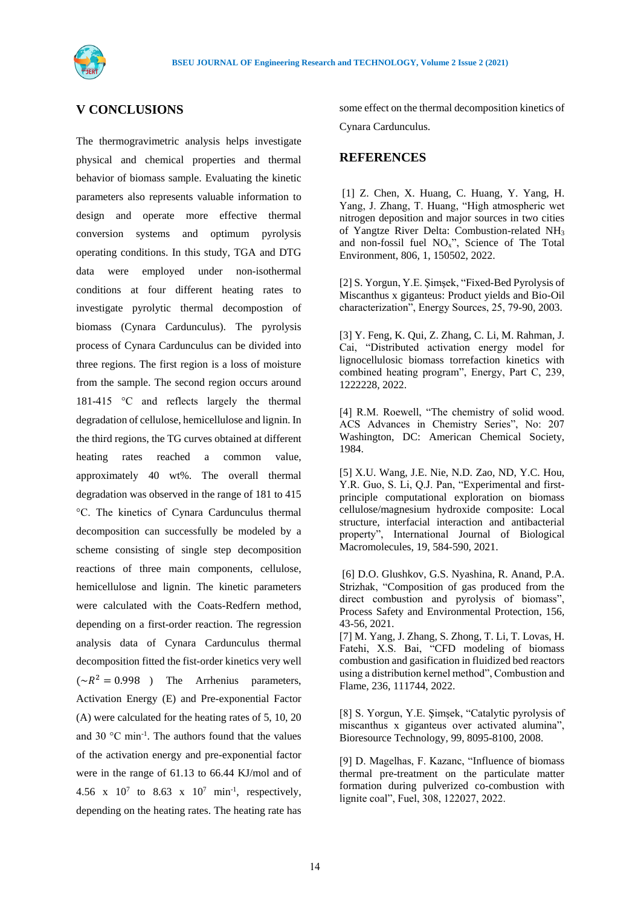## V CONCLUSIONS

The thermogravimetric analysis helps investigate physical and chemical properties and thermal behavior of biomass sample. Evaluating the kinetic parameters also represents valuable information to design and operate more effective thermal conversion systems and optimum pyrolysis operating conditions. In this study, TGA and DTG data were employed under non-isothermal conditions at four different heating rates to investigate pyrolytic thermal decompostion of biomass (Cynara Carduncilus). The pyrolysis process of Cynara Carduncilus can be divided into three regions. The first region is a loss of moisture from the sample. The second region occurs around 181-415 °C and reflects largely the thermal degradation of cellulose, hemicellulose and lignin. In the third regions, the TG curves obtained at different heating rates reached a common value, approximately 40 wt%. The overall thermal degradation was observed in the range of 181 to 415 °C. The kinetics of Cynara Carduncilus thermal decomposition can successfully be modeled by a scheme consisting of single step decomposition reactions of three main components, cellulose, hemicellulose and lignin. The kinetic parameters were calculated with the Coats-Redfern method, depending on a first-order reaction. The regression analysis data of Cynara Carduncilus thermal decomposition fitted the fist-order kinetics very well ($\sim R^2 = 0.998$ ) The Arrhenius parameters, Activation Energy (E) and Pre-exponential Factor (A) were calculated for the heating rates of 5, 10, 20 and 30 °C min$^{-1}$. The authors found that the values of the activation energy and pre-exponential factor were in the range of 61.13 to 66.44 KJ/mol and of 4.56 x $10^7$ to 8.63 x $10^7$ min$^{-1}$, respectively, depending on the heating rates. The heating rate has some effect on the thermal decomposition kinetics of Cynara Carduncilus.

## REFERENCES

[1] Z. Chen, X. Huang, C. Huang, Y. Yang, H. Yang, J. Zhang, T. Huang, "High atmospheric wet nitrogen deposition and major sources in two cities of Yangtze River Delta: Combustion-related $NH_3$ and non-fossil fuel $NO_x$", Science of The Total Environment, 806, 1, 150502, 2022.

[2] S. Yorgun, Y.E. Şimşek, "Fixed-Bed Pyrolysis of Miscanthus x giganteus: Product yields and Bio-Oil characterization", Energy Sources, 25, 79-90, 2003.

[3] Y. Feng, K. Qui, Z. Zhang, C. Li, M. Rahman, J. Cai, "Distributed activation energy model for lignocellulosic biomass torrefaction kinetics with combined heating program", Energy, Part C, 239, 1222228, 2022.

[4] R.M. Roewell, "The chemistry of solid wood. ACS Advances in Chemistry Series", No: 207 Washington, DC: American Chemical Society, 1984.

[5] X.U. Wang, J.E. Nie, N.D. Zao, ND, Y.C. Hou, Y.R. Guo, S. Li, Q.J. Pan, "Experimental and first-principle computational exploration on biomass cellulose/magnesium hydroxide composite: Local structure, interfacial interaction and antibacterial property", International Journal of Biological Macromolecules, 19, 584-590, 2021.

[6] D.O. Glushkov, G.S. Nyashina, R. Anand, P.A. Strizhak, "Composition of gas produced from the direct combustion and pyrolysis of biomass", Process Safety and Environmental Protection, 156, 43-56, 2021.

[7] M. Yang, J. Zhang, S. Zhong, T. Li, T. Lovas, H. Fatehi, X.S. Bai, "CFD modeling of biomass combustion and gasification in fluidized bed reactors using a distribution kernel method", Combustion and Flame, 236, 111744, 2022.

[8] S. Yorgun, Y.E. Şimşek, "Catalytic pyrolysis of miscanthus x giganteus over activated alumina", Bioresource Technology, 99, 8095-8100, 2008.

[9] D. Magelhas, F. Kazanc, "Influence of biomass thermal pre-treatment on the particulate matter formation during pulverized co-combustion with lignite coal", Fuel, 308, 122027, 2022.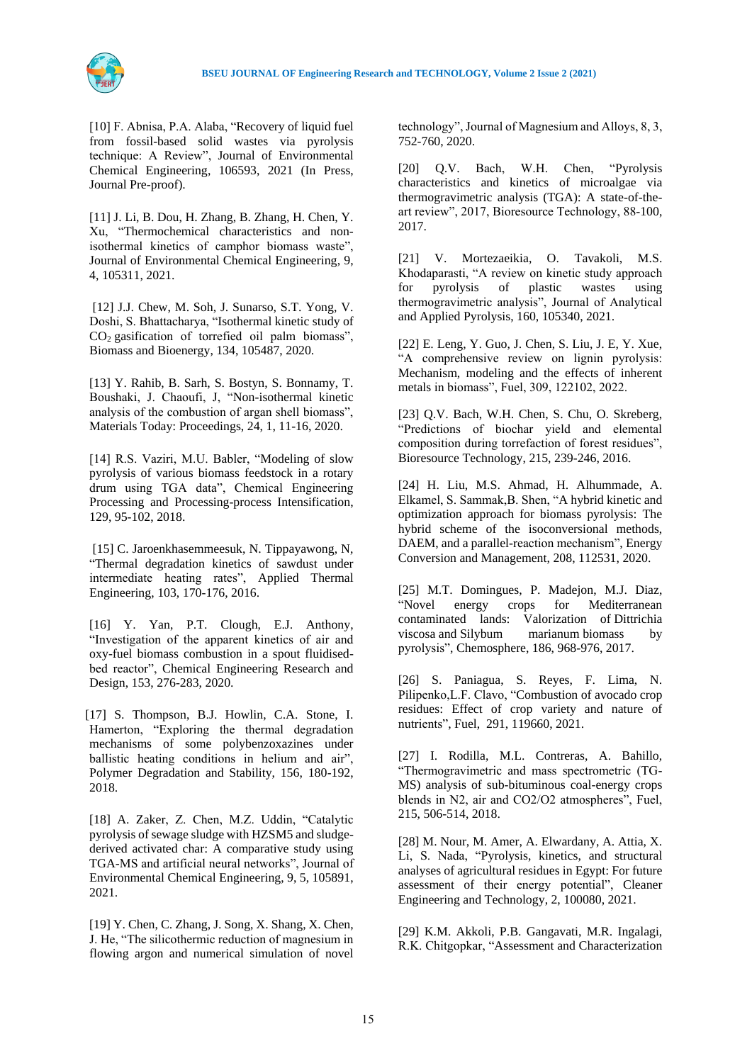[10] F. Abnisa, P.A. Alaba, "Recovery of liquid fuel from fossil-based solid wastes via pyrolysis technique: A Review", Journal of Environmental Chemical Engineering, 106593, 2021 (In Press, Journal Pre-proof).

[11] J. Li, B. Dou, H. Zhang, B. Zhang, H. Chen, Y. Xu, "Thermochemical characteristics and non-isothermal kinetics of camphor biomass waste", Journal of Environmental Chemical Engineering, 9, 4, 105311, 2021.

[12] J.J. Chew, M. Soh, J. Sunarso, S.T. Yong, V. Doshi, S. Bhattacharya, "Isothermal kinetic study of $CO_2$ gasification of torrefied oil palm biomass", Biomass and Bioenergy, 134, 105487, 2020.

[13] Y. Rahib, B. Sarh, S. Bostyn, S. Bonnamy, T. Boushaki, J. Chaoufi, J, "Non-isothermal kinetic analysis of the combustion of argan shell biomass", Materials Today: Proceedings, 24, 1, 11-16, 2020.

[14] R.S. Vaziri, M.U. Babler, "Modeling of slow pyrolysis of various biomass feedstock in a rotary drum using TGA data", Chemical Engineering Processing and Processing-process Intensification, 129, 95-102, 2018.

[15] C. Jaroenkhasemmeesuk, N. Tippayawong, N, "Thermal degradation kinetics of sawdust under intermediate heating rates", Applied Thermal Engineering, 103, 170-176, 2016.

[16] Y. Yan, P.T. Clough, E.J. Anthony, "Investigation of the apparent kinetics of air and oxy-fuel biomass combustion in a spout fluidised-bed reactor", Chemical Engineering Research and Design, 153, 276-283, 2020.

[17] S. Thompson, B.J. Howlin, C.A. Stone, I. Hamerton, "Exploring the thermal degradation mechanisms of some polybenzoxazines under ballistic heating conditions in helium and air", Polymer Degradation and Stability, 156, 180-192, 2018.

[18] A. Zaker, Z. Chen, M.Z. Uddin, "Catalytic pyrolysis of sewage sludge with HZSM5 and sludge-derived activated char: A comparative study using TGA-MS and artificial neural networks", Journal of Environmental Chemical Engineering, 9, 5, 105891, 2021.

[19] Y. Chen, C. Zhang, J. Song, X. Shang, X. Chen, J. He, "The silicothermic reduction of magnesium in flowing argon and numerical simulation of novel technology", Journal of Magnesium and Alloys, 8, 3, 752-760, 2020.

[20] Q.V. Bach, W.H. Chen, "Pyrolysis characteristics and kinetics of microalgae via thermogravimetric analysis (TGA): A state-of-the-art review", 2017, Bioresource Technology, 88-100, 2017.

[21] V. Mortezaeikia, O. Tavakoli, M.S. Khodaparasti, "A review on kinetic study approach for pyrolysis of plastic wastes using thermogravimetric analysis", Journal of Analytical and Applied Pyrolysis, 160, 105340, 2021.

[22] E. Leng, Y. Guo, J. Chen, S. Liu, J. E, Y. Xue, "A comprehensive review on lignin pyrolysis: Mechanism, modeling and the effects of inherent metals in biomass", Fuel, 309, 122102, 2022.

[23] Q.V. Bach, W.H. Chen, S. Chu, O. Skreberg, "Predictions of biochar yield and elemental composition during torrefaction of forest residues", Bioresource Technology, 215, 239-246, 2016.

[24] H. Liu, M.S. Ahmad, H. Alhummade, A. Elkamel, S. Sammak,B. Shen, "A hybrid kinetic and optimization approach for biomass pyrolysis: The hybrid scheme of the isoconversional methods, DAEM, and a parallel-reaction mechanism", Energy Conversion and Management, 208, 112531, 2020.

[25] M.T. Domingues, P. Madejon, M.J. Diaz, "Novel energy crops for Mediterranean contaminated lands: Valorization of Dittrichia viscosa and Silybum marianum biomass by pyrolysis", Chemosphere, 186, 968-976, 2017.

[26] S. Paniagua, S. Reyes, F. Lima, N. Pilipenko,L.F. Clavo, "Combustion of avocado crop residues: Effect of crop variety and nature of nutrients", Fuel, 291, 119660, 2021.

[27] I. Rodilla, M.L. Contreras, A. Bahillo, "Thermogravimetric and mass spectrometric (TG-MS) analysis of sub-bituminous coal-energy crops blends in N2, air and CO2/O2 atmospheres", Fuel, 215, 506-514, 2018.

[28] M. Nour, M. Amer, A. Elwardany, A. Attia, X. Li, S. Nada, "Pyrolysis, kinetics, and structural analyses of agricultural residues in Egypt: For future assessment of their energy potential", Cleaner Engineering and Technology, 2, 100080, 2021.

[29] K.M. Akkoli, P.B. Gangavati, M.R. Ingalagi, R.K. Chitgopkar, "Assessment and Characterization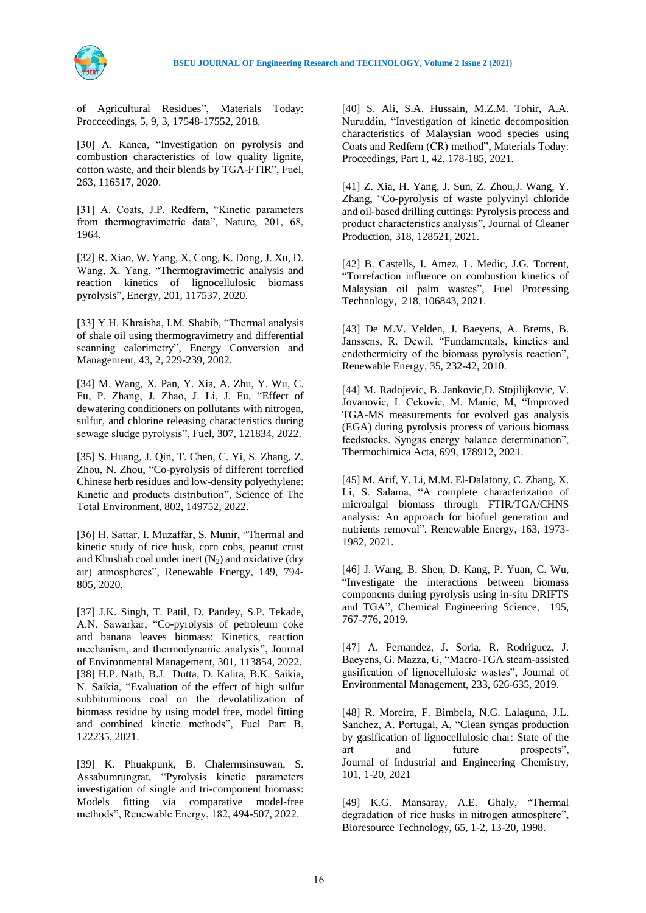of Agricultural Residues", Materials Today: Procceedings, 5, 9, 3, 17548-17552, 2018.

[30] A. Kanca, "Investigation on pyrolysis and combustion characteristics of low quality lignite, cotton waste, and their blends by TGA-FTIR", Fuel, 263, 116517, 2020.

[31] A. Coats, J.P. Redfern, "Kinetic parameters from thermogravimetric data", Nature, 201, 68, 1964.

[32] R. Xiao, W. Yang, X. Cong, K. Dong, J. Xu, D. Wang, X. Yang, "Thermogravimetric analysis and reaction kinetics of lignocellulosic biomass pyrolysis", Energy, 201, 117537, 2020.

[33] Y.H. Khraisha, I.M. Shabib, "Thermal analysis of shale oil using thermogravimetry and differential scanning calorimetry", Energy Conversion and Management, 43, 2, 229-239, 2002.

[34] M. Wang, X. Pan, Y. Xia, A. Zhu, Y. Wu, C. Fu, P. Zhang, J. Zhao, J. Li, J. Fu, "Effect of dewatering conditioners on pollutants with nitrogen, sulfur, and chlorine releasing characteristics during sewage sludge pyrolysis", Fuel, 307, 121834, 2022.

[35] S. Huang, J. Qin, T. Chen, C. Yi, S. Zhang, Z. Zhou, N. Zhou, "Co-pyrolysis of different torrefied Chinese herb residues and low-density polyethylene: Kinetic and products distribution", Science of The Total Environment, 802, 149752, 2022.

[36] H. Sattar, I. Muzaffar, S. Munir, "Thermal and kinetic study of rice husk, corn cobs, peanut crust and Khushab coal under inert ($N_2$) and oxidative (dry air) atmospheres", Renewable Energy, 149, 794-805, 2020.

[37] J.K. Singh, T. Patil, D. Pandey, S.P. Tekade, A.N. Sawarkar, "Co-pyrolysis of petroleum coke and banana leaves biomass: Kinetics, reaction mechanism, and thermodynamic analysis", Journal of Environmental Management, 301, 113854, 2022.

[38] H.P. Nath, B.J. Dutta, D. Kalita, B.K. Saikia, N. Saikia, "Evaluation of the effect of high sulfur subbituminous coal on the devolatilization of biomass residue by using model free, model fitting and combined kinetic methods", Fuel Part B, 122235, 2021.

[39] K. Phuakpunk, B. Chalermsinsuwan, S. Assabumrungrat, "Pyrolysis kinetic parameters investigation of single and tri-component biomass: Models fitting via comparative model-free methods", Renewable Energy, 182, 494-507, 2022.

[40] S. Ali, S.A. Hussain, M.Z.M. Tohir, A.A. Nuruddin, "Investigation of kinetic decomposition characteristics of Malaysian wood species using Coats and Redfern (CR) method", Materials Today: Proceedings, Part 1, 42, 178-185, 2021.

[41] Z. Xia, H. Yang, J. Sun, Z. Zhou,J. Wang, Y. Zhang, "Co-pyrolysis of waste polyvinyl chloride and oil-based drilling cuttings: Pyrolysis process and product characteristics analysis", Journal of Cleaner Production, 318, 128521, 2021.

[42] B. Castells, I. Amez, L. Medic, J.G. Torrent, "Torrefaction influence on combustion kinetics of Malaysian oil palm wastes", Fuel Processing Technology, 218, 106843, 2021.

[43] De M.V. Velden, J. Baeyens, A. Brems, B. Janssens, R. Dewil, "Fundamentals, kinetics and endothermicity of the biomass pyrolysis reaction", Renewable Energy, 35, 232-42, 2010.

[44] M. Radojevic, B. Jankovic,D. Stojilijkovic, V. Jovanovic, I. Cekovic, M. Manic, M, "Improved TGA-MS measurements for evolved gas analysis (EGA) during pyrolysis process of various biomass feedstocks. Syngas energy balance determination", Thermochimica Acta, 699, 178912, 2021.

[45] M. Arif, Y. Li, M.M. El-Dalatony, C. Zhang, X. Li, S. Salama, "A complete characterization of microalgal biomass through FTIR/TGA/CHNS analysis: An approach for biofuel generation and nutrients removal", Renewable Energy, 163, 1973-1982, 2021.

[46] J. Wang, B. Shen, D. Kang, P. Yuan, C. Wu, "Investigate the interactions between biomass components during pyrolysis using in-situ DRIFTS and TGA", Chemical Engineering Science, 195, 767-776, 2019.

[47] A. Fernandez, J. Soria, R. Rodriguez, J. Baeyens, G. Mazza, G, "Macro-TGA steam-assisted gasification of lignocellulosic wastes", Journal of Environmental Management, 233, 626-635, 2019.

[48] R. Moreira, F. Bimbela, N.G. Lalaguna, J.L. Sanchez, A. Portugal, A, "Clean syngas production by gasification of lignocellulosic char: State of the art and future prospects", Journal of Industrial and Engineering Chemistry, 101, 1-20, 2021

[49] K.G. Mansaray, A.E. Ghaly, "Thermal degradation of rice husks in nitrogen atmosphere", Bioresource Technology, 65, 1-2, 13-20, 1998.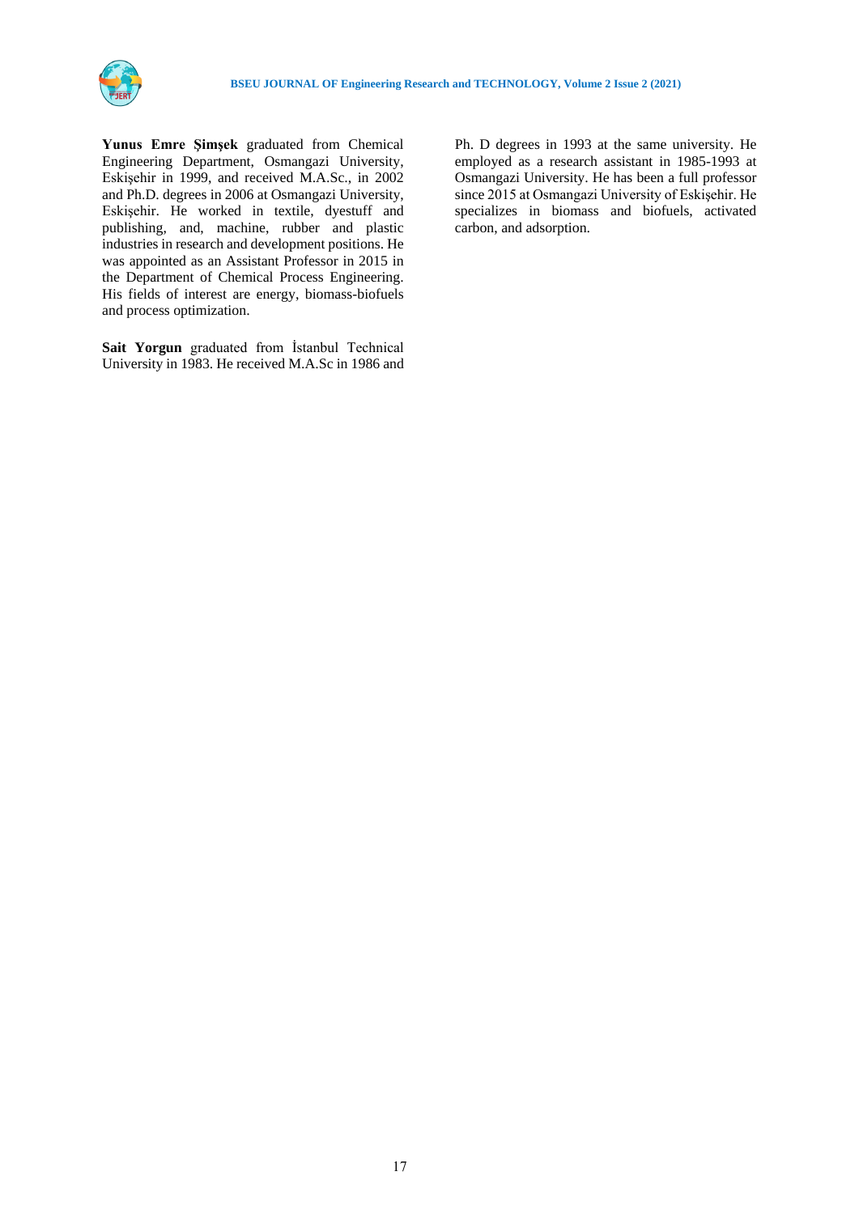**Yunus Emre Şimşek** graduated from Chemical Engineering Department, Osmangazi University, Eskişehir in 1999, and received M.A.Sc., in 2002 and Ph.D. degrees in 2006 at Osmangazi University, Eskişehir. He worked in textile, dyestuff and publishing, and, machine, rubber and plastic industries in research and development positions. He was appointed as an Assistant Professor in 2015 in the Department of Chemical Process Engineering. His fields of interest are energy, biomass-biofuels and process optimization.

**Sait Yorgun** graduated from İstanbul Technical University in 1983. He received M.A.Sc in 1986 and Ph. D degrees in 1993 at the same university. He employed as a research assistant in 1985-1993 at Osmangazi University. He has been a full professor since 2015 at Osmangazi University of Eskişehir. He specializes in biomass and biofuels, activated carbon, and adsorption.